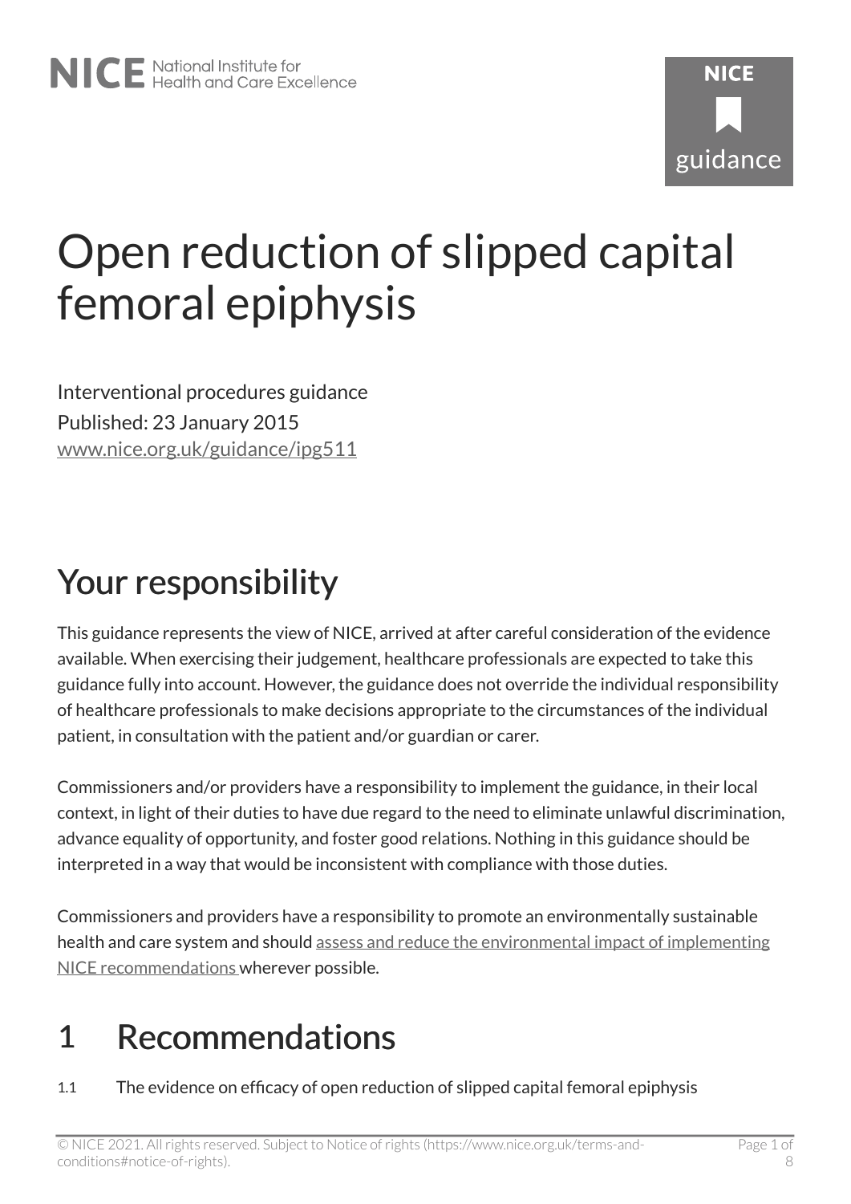NICE National Institute for Health and Care Excellence

NICE guidance

# Open reduction of slipped capital femoral epiphysis

Interventional procedures guidance

Published: 23 January 2015

www.nice.org.uk/guidance/ipg511

## Your responsibility

This guidance represents the view of NICE, arrived at after careful consideration of the evidence available. When exercising their judgement, healthcare professionals are expected to take this guidance fully into account. However, the guidance does not override the individual responsibility of healthcare professionals to make decisions appropriate to the circumstances of the individual patient, in consultation with the patient and/or guardian or carer.

Commissioners and/or providers have a responsibility to implement the guidance, in their local context, in light of their duties to have due regard to the need to eliminate unlawful discrimination, advance equality of opportunity, and foster good relations. Nothing in this guidance should be interpreted in a way that would be inconsistent with compliance with those duties.

Commissioners and providers have a responsibility to promote an environmentally sustainable health and care system and should assess and reduce the environmental impact of implementing NICE recommendations wherever possible.

## 1 Recommendations

1.1 The evidence on efficacy of open reduction of slipped capital femoral epiphysis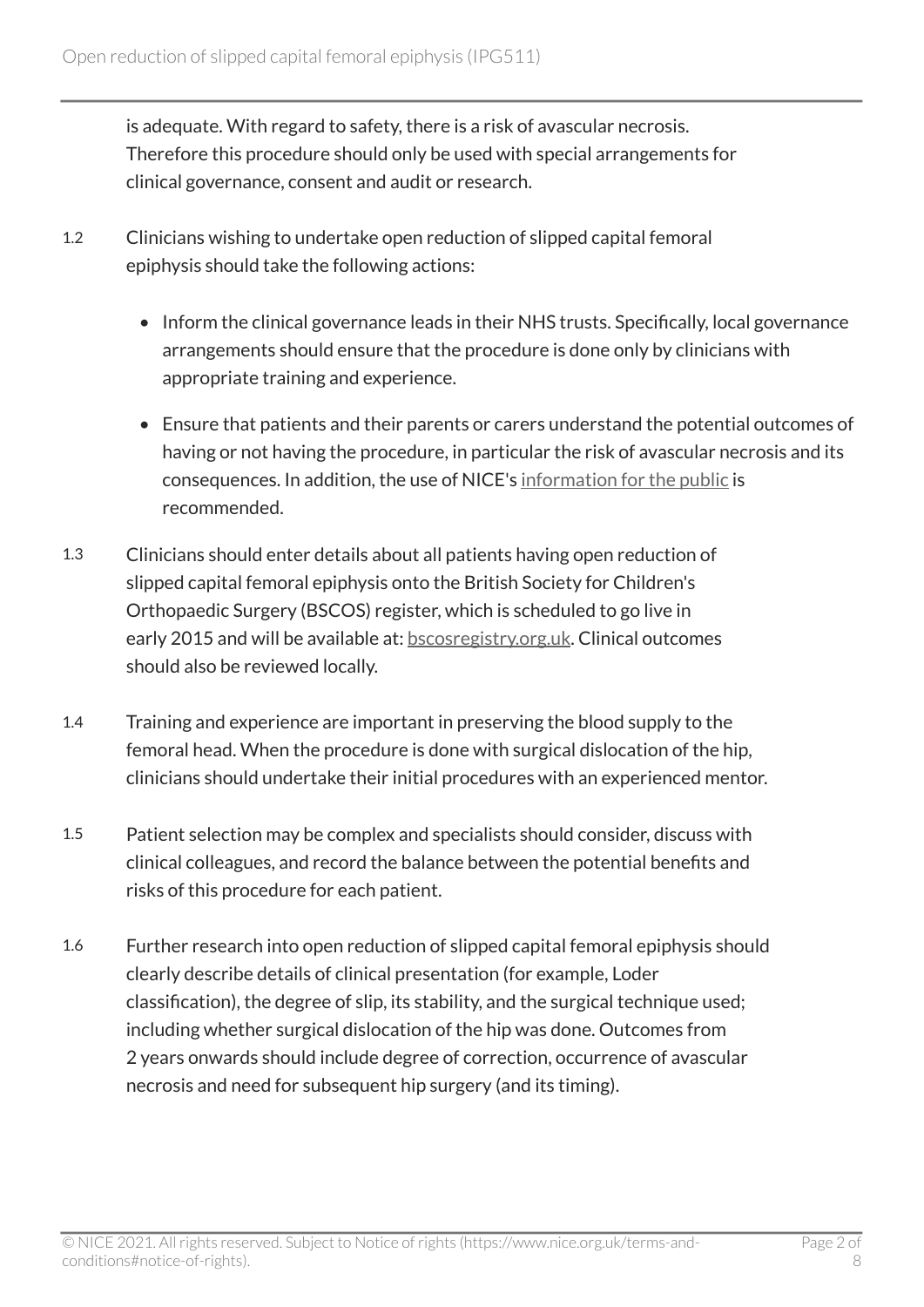is adequate. With regard to safety, there is a risk of avascular necrosis. Therefore this procedure should only be used with special arrangements for clinical governance, consent and audit or research.

1.2 Clinicians wishing to undertake open reduction of slipped capital femoral epiphysis should take the following actions:

- Inform the clinical governance leads in their NHS trusts. Specifically, local governance arrangements should ensure that the procedure is done only by clinicians with appropriate training and experience.
- Ensure that patients and their parents or carers understand the potential outcomes of having or not having the procedure, in particular the risk of avascular necrosis and its consequences. In addition, the use of NICE's information for the public is recommended.

1.3 Clinicians should enter details about all patients having open reduction of slipped capital femoral epiphysis onto the British Society for Children's Orthopaedic Surgery (BSCOS) register, which is scheduled to go live in early 2015 and will be available at: bscosregistry.org.uk. Clinical outcomes should also be reviewed locally.

1.4 Training and experience are important in preserving the blood supply to the femoral head. When the procedure is done with surgical dislocation of the hip, clinicians should undertake their initial procedures with an experienced mentor.

1.5 Patient selection may be complex and specialists should consider, discuss with clinical colleagues, and record the balance between the potential benefits and risks of this procedure for each patient.

1.6 Further research into open reduction of slipped capital femoral epiphysis should clearly describe details of clinical presentation (for example, Loder classification), the degree of slip, its stability, and the surgical technique used; including whether surgical dislocation of the hip was done. Outcomes from 2 years onwards should include degree of correction, occurrence of avascular necrosis and need for subsequent hip surgery (and its timing).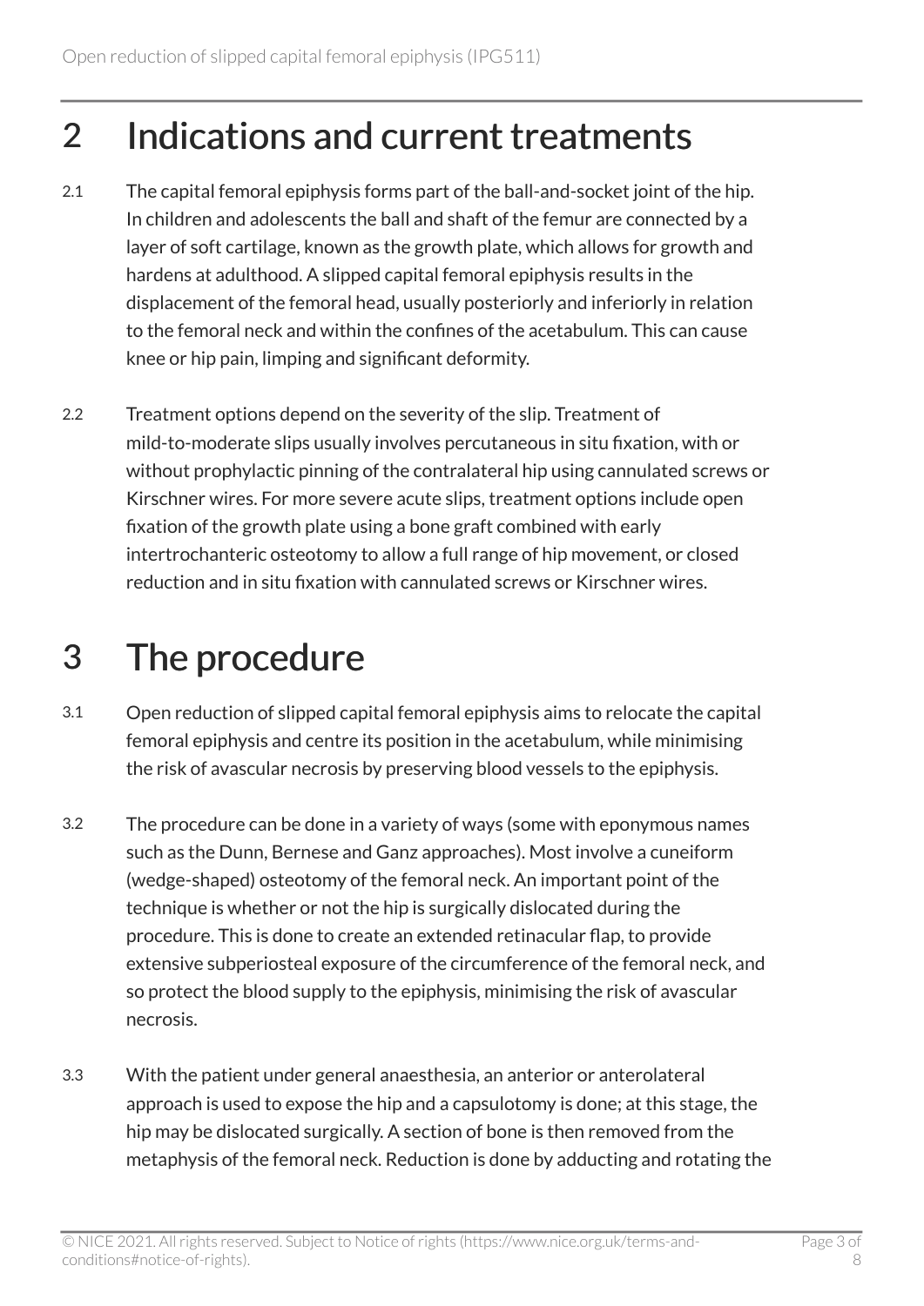## 2 Indications and current treatments

2.1 The capital femoral epiphysis forms part of the ball-and-socket joint of the hip. In children and adolescents the ball and shaft of the femur are connected by a layer of soft cartilage, known as the growth plate, which allows for growth and hardens at adulthood. A slipped capital femoral epiphysis results in the displacement of the femoral head, usually posteriorly and inferiorly in relation to the femoral neck and within the confines of the acetabulum. This can cause knee or hip pain, limping and significant deformity.

2.2 Treatment options depend on the severity of the slip. Treatment of mild-to-moderate slips usually involves percutaneous in situ fixation, with or without prophylactic pinning of the contralateral hip using cannulated screws or Kirschner wires. For more severe acute slips, treatment options include open fixation of the growth plate using a bone graft combined with early intertrochanteric osteotomy to allow a full range of hip movement, or closed reduction and in situ fixation with cannulated screws or Kirschner wires.

## 3 The procedure

3.1 Open reduction of slipped capital femoral epiphysis aims to relocate the capital femoral epiphysis and centre its position in the acetabulum, while minimising the risk of avascular necrosis by preserving blood vessels to the epiphysis.

3.2 The procedure can be done in a variety of ways (some with eponymous names such as the Dunn, Bernese and Ganz approaches). Most involve a cuneiform (wedge-shaped) osteotomy of the femoral neck. An important point of the technique is whether or not the hip is surgically dislocated during the procedure. This is done to create an extended retinacular flap, to provide extensive subperiosteal exposure of the circumference of the femoral neck, and so protect the blood supply to the epiphysis, minimising the risk of avascular necrosis.

3.3 With the patient under general anaesthesia, an anterior or anterolateral approach is used to expose the hip and a capsulotomy is done; at this stage, the hip may be dislocated surgically. A section of bone is then removed from the metaphysis of the femoral neck. Reduction is done by adducting and rotating the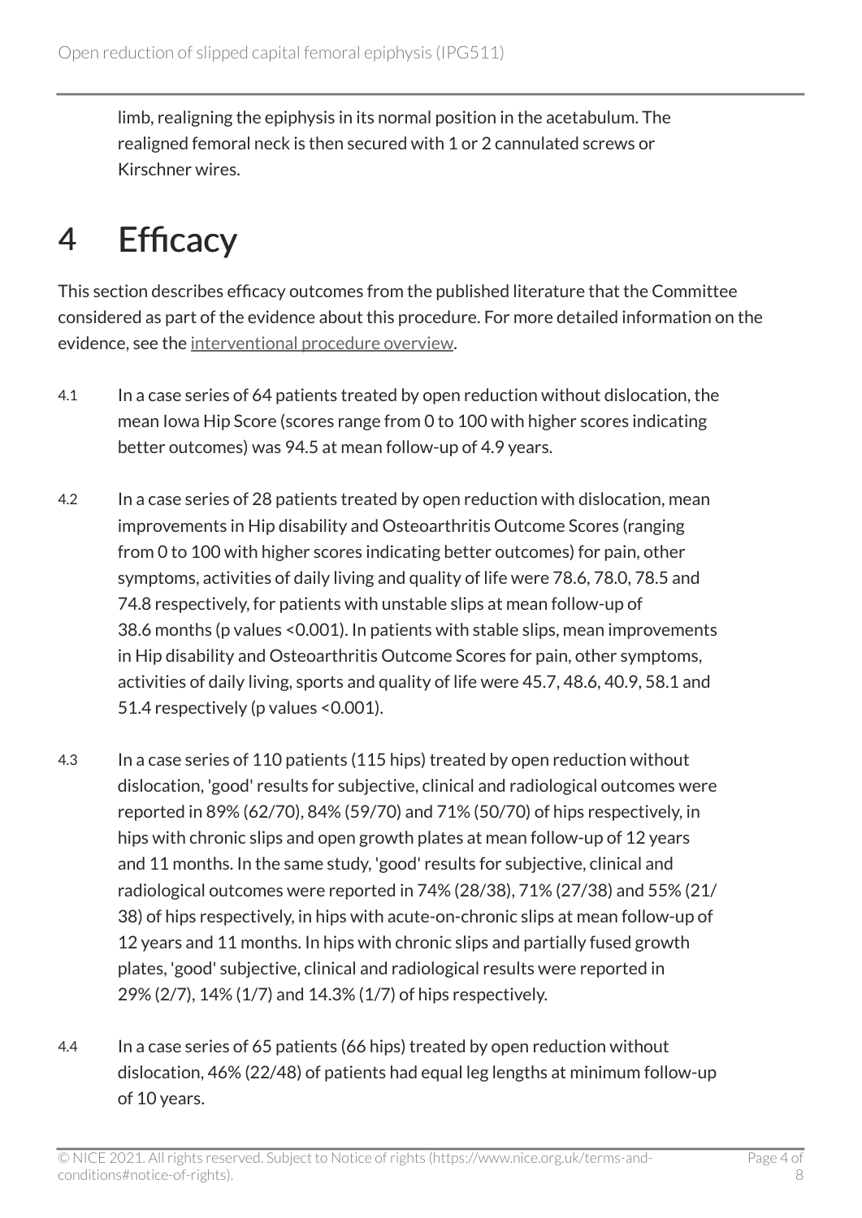limb, realigning the epiphysis in its normal position in the acetabulum. The realigned femoral neck is then secured with 1 or 2 cannulated screws or Kirschner wires.

# 4 Efficacy

This section describes efficacy outcomes from the published literature that the Committee considered as part of the evidence about this procedure. For more detailed information on the evidence, see the interventional procedure overview.

4.1 In a case series of 64 patients treated by open reduction without dislocation, the mean Iowa Hip Score (scores range from 0 to 100 with higher scores indicating better outcomes) was 94.5 at mean follow-up of 4.9 years.

4.2 In a case series of 28 patients treated by open reduction with dislocation, mean improvements in Hip disability and Osteoarthritis Outcome Scores (ranging from 0 to 100 with higher scores indicating better outcomes) for pain, other symptoms, activities of daily living and quality of life were 78.6, 78.0, 78.5 and 74.8 respectively, for patients with unstable slips at mean follow-up of 38.6 months (p values <0.001). In patients with stable slips, mean improvements in Hip disability and Osteoarthritis Outcome Scores for pain, other symptoms, activities of daily living, sports and quality of life were 45.7, 48.6, 40.9, 58.1 and 51.4 respectively (p values <0.001).

4.3 In a case series of 110 patients (115 hips) treated by open reduction without dislocation, 'good' results for subjective, clinical and radiological outcomes were reported in 89% (62/70), 84% (59/70) and 71% (50/70) of hips respectively, in hips with chronic slips and open growth plates at mean follow-up of 12 years and 11 months. In the same study, 'good' results for subjective, clinical and radiological outcomes were reported in 74% (28/38), 71% (27/38) and 55% (21/38) of hips respectively, in hips with acute-on-chronic slips at mean follow-up of 12 years and 11 months. In hips with chronic slips and partially fused growth plates, 'good' subjective, clinical and radiological results were reported in 29% (2/7), 14% (1/7) and 14.3% (1/7) of hips respectively.

4.4 In a case series of 65 patients (66 hips) treated by open reduction without dislocation, 46% (22/48) of patients had equal leg lengths at minimum follow-up of 10 years.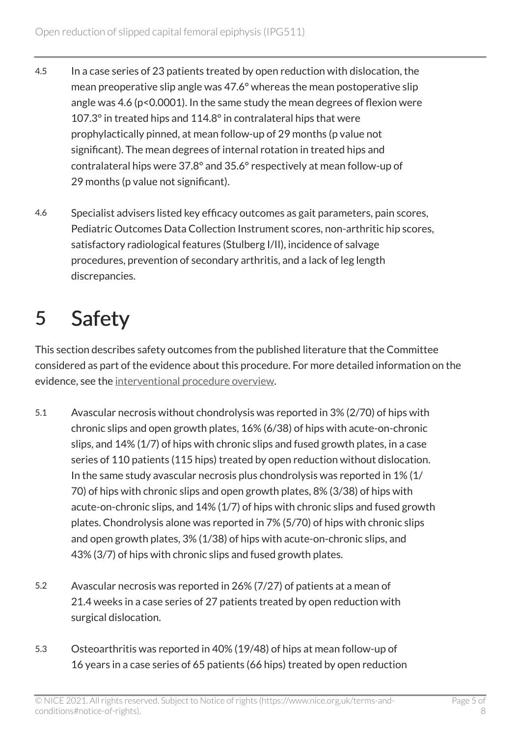4.5 In a case series of 23 patients treated by open reduction with dislocation, the mean preoperative slip angle was 47.6° whereas the mean postoperative slip angle was 4.6 ($p<0.0001$). In the same study the mean degrees of flexion were 107.3° in treated hips and 114.8° in contralateral hips that were prophylactically pinned, at mean follow-up of 29 months (p value not significant). The mean degrees of internal rotation in treated hips and contralateral hips were 37.8° and 35.6° respectively at mean follow-up of 29 months (p value not significant).

4.6 Specialist advisers listed key efficacy outcomes as gait parameters, pain scores, Pediatric Outcomes Data Collection Instrument scores, non-arthritic hip scores, satisfactory radiological features (Stulberg I/II), incidence of salvage procedures, prevention of secondary arthritis, and a lack of leg length discrepancies.

# 5 Safety

This section describes safety outcomes from the published literature that the Committee considered as part of the evidence about this procedure. For more detailed information on the evidence, see the interventional procedure overview.

5.1 Avascular necrosis without chondrolysis was reported in 3% (2/70) of hips with chronic slips and open growth plates, 16% (6/38) of hips with acute-on-chronic slips, and 14% (1/7) of hips with chronic slips and fused growth plates, in a case series of 110 patients (115 hips) treated by open reduction without dislocation. In the same study avascular necrosis plus chondrolysis was reported in 1% (1/70) of hips with chronic slips and open growth plates, 8% (3/38) of hips with acute-on-chronic slips, and 14% (1/7) of hips with chronic slips and fused growth plates. Chondrolysis alone was reported in 7% (5/70) of hips with chronic slips and open growth plates, 3% (1/38) of hips with acute-on-chronic slips, and 43% (3/7) of hips with chronic slips and fused growth plates.

5.2 Avascular necrosis was reported in 26% (7/27) of patients at a mean of 21.4 weeks in a case series of 27 patients treated by open reduction with surgical dislocation.

5.3 Osteoarthritis was reported in 40% (19/48) of hips at mean follow-up of 16 years in a case series of 65 patients (66 hips) treated by open reduction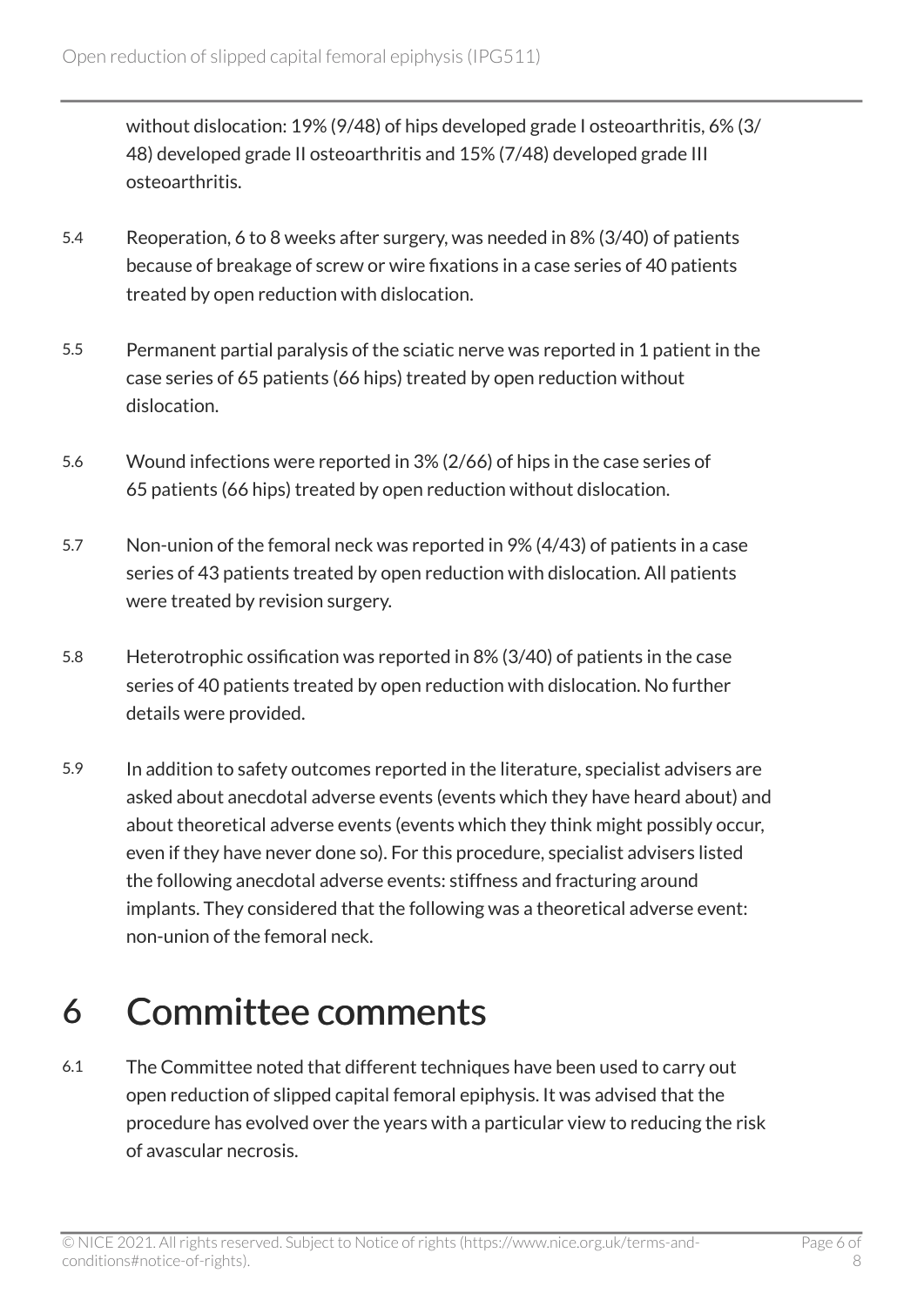without dislocation: 19% (9/48) of hips developed grade I osteoarthritis, 6% (3/48) developed grade II osteoarthritis and 15% (7/48) developed grade III osteoarthritis.

5.4 Reoperation, 6 to 8 weeks after surgery, was needed in 8% (3/40) of patients because of breakage of screw or wire fixations in a case series of 40 patients treated by open reduction with dislocation.

5.5 Permanent partial paralysis of the sciatic nerve was reported in 1 patient in the case series of 65 patients (66 hips) treated by open reduction without dislocation.

5.6 Wound infections were reported in 3% (2/66) of hips in the case series of 65 patients (66 hips) treated by open reduction without dislocation.

5.7 Non-union of the femoral neck was reported in 9% (4/43) of patients in a case series of 43 patients treated by open reduction with dislocation. All patients were treated by revision surgery.

5.8 Heterotrophic ossification was reported in 8% (3/40) of patients in the case series of 40 patients treated by open reduction with dislocation. No further details were provided.

5.9 In addition to safety outcomes reported in the literature, specialist advisers are asked about anecdotal adverse events (events which they have heard about) and about theoretical adverse events (events which they think might possibly occur, even if they have never done so). For this procedure, specialist advisers listed the following anecdotal adverse events: stiffness and fracturing around implants. They considered that the following was a theoretical adverse event: non-union of the femoral neck.

# 6 Committee comments

6.1 The Committee noted that different techniques have been used to carry out open reduction of slipped capital femoral epiphysis. It was advised that the procedure has evolved over the years with a particular view to reducing the risk of avascular necrosis.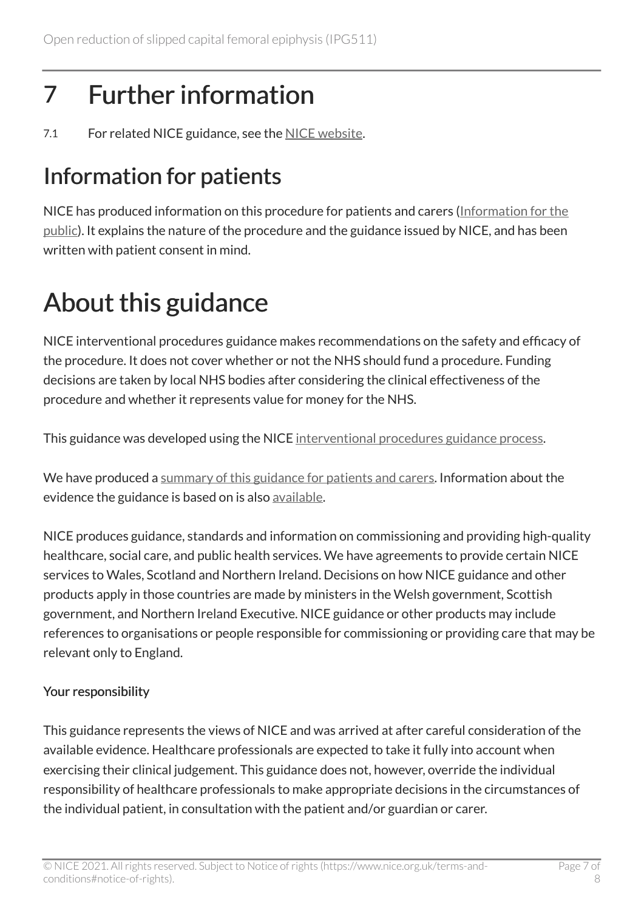# 7 Further information

7.1 For related NICE guidance, see the NICE website.

## Information for patients

NICE has produced information on this procedure for patients and carers (Information for the public). It explains the nature of the procedure and the guidance issued by NICE, and has been written with patient consent in mind.

# About this guidance

NICE interventional procedures guidance makes recommendations on the safety and efficacy of the procedure. It does not cover whether or not the NHS should fund a procedure. Funding decisions are taken by local NHS bodies after considering the clinical effectiveness of the procedure and whether it represents value for money for the NHS.

This guidance was developed using the NICE interventional procedures guidance process.

We have produced a summary of this guidance for patients and carers. Information about the evidence the guidance is based on is also available.

NICE produces guidance, standards and information on commissioning and providing high-quality healthcare, social care, and public health services. We have agreements to provide certain NICE services to Wales, Scotland and Northern Ireland. Decisions on how NICE guidance and other products apply in those countries are made by ministers in the Welsh government, Scottish government, and Northern Ireland Executive. NICE guidance or other products may include references to organisations or people responsible for commissioning or providing care that may be relevant only to England.

#### Your responsibility

This guidance represents the views of NICE and was arrived at after careful consideration of the available evidence. Healthcare professionals are expected to take it fully into account when exercising their clinical judgement. This guidance does not, however, override the individual responsibility of healthcare professionals to make appropriate decisions in the circumstances of the individual patient, in consultation with the patient and/or guardian or carer.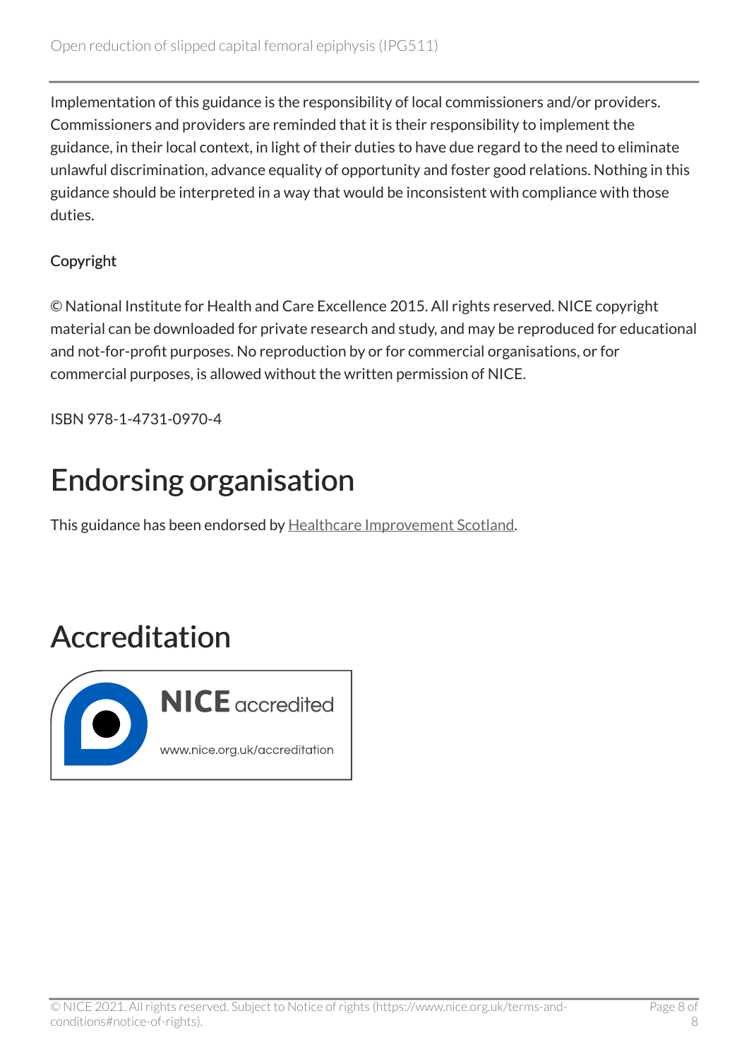Implementation of this guidance is the responsibility of local commissioners and/or providers. Commissioners and providers are reminded that it is their responsibility to implement the guidance, in their local context, in light of their duties to have due regard to the need to eliminate unlawful discrimination, advance equality of opportunity and foster good relations. Nothing in this guidance should be interpreted in a way that would be inconsistent with compliance with those duties.

### Copyright

© National Institute for Health and Care Excellence 2015. All rights reserved. NICE copyright material can be downloaded for private research and study, and may be reproduced for educational and not-for-profit purposes. No reproduction by or for commercial organisations, or for commercial purposes, is allowed without the written permission of NICE.

ISBN 978-1-4731-0970-4

# Endorsing organisation

This guidance has been endorsed by Healthcare Improvement Scotland.

# Accreditation

NICE accredited

www.nice.org.uk/accreditation